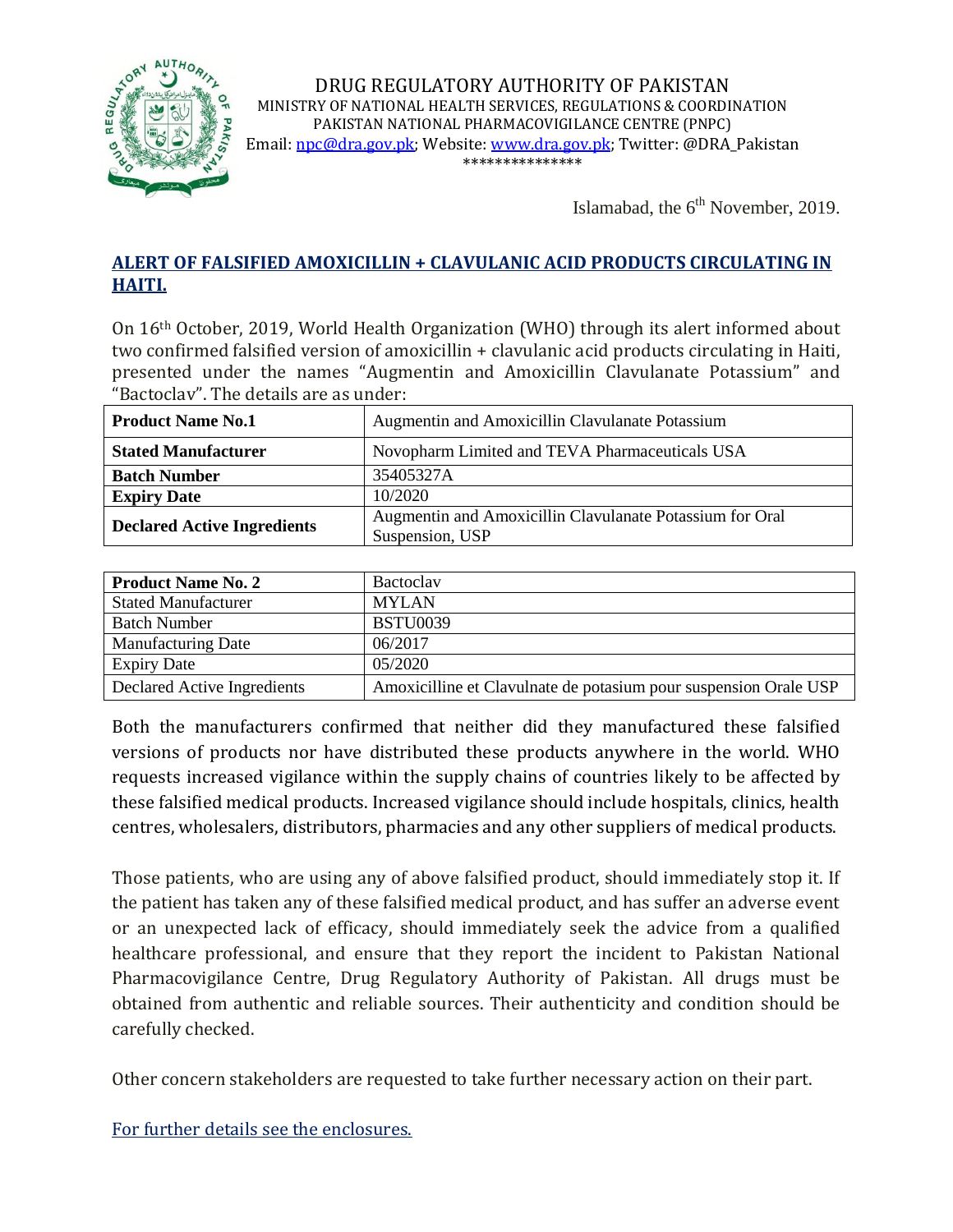DRUG REGULATORY AUTHORITY OF PAKISTAN
MINISTRY OF NATIONAL HEALTH SERVICES, REGULATIONS & COORDINATION
PAKISTAN NATIONAL PHARMACOVIGILANCE CENTRE (PNPC)
Email: npc@dra.gov.pk; Website: www.dra.gov.pk; Twitter: @DRA_Pakistan
***************

Islamabad, the 6th November, 2019.

## ALERT OF FALSIFIED AMOXICILLIN + CLAVULANIC ACID PRODUCTS CIRCULATING IN HAITI.

On 16th October, 2019, World Health Organization (WHO) through its alert informed about two confirmed falsified version of amoxicillin + clavulanic acid products circulating in Haiti, presented under the names "Augmentin and Amoxicillin Clavulanate Potassium" and "Bactoclav". The details are as under:

| **Product Name No.1** | Augmentin and Amoxicillin Clavulanate Potassium |
|---|---|
| **Stated Manufacturer** | Novopharm Limited and TEVA Pharmaceuticals USA |
| **Batch Number** | 35405327A |
| **Expiry Date** | 10/2020 |
| **Declared Active Ingredients** | Augmentin and Amoxicillin Clavulanate Potassium for Oral Suspension, USP |

| **Product Name No. 2** | Bactoclav |
|---|---|
| Stated Manufacturer | MYLAN |
| Batch Number | BSTU0039 |
| Manufacturing Date | 06/2017 |
| Expiry Date | 05/2020 |
| Declared Active Ingredients | Amoxicilline et Clavulnate de potasium pour suspension Orale USP |

Both the manufacturers confirmed that neither did they manufactured these falsified versions of products nor have distributed these products anywhere in the world. WHO requests increased vigilance within the supply chains of countries likely to be affected by these falsified medical products. Increased vigilance should include hospitals, clinics, health centres, wholesalers, distributors, pharmacies and any other suppliers of medical products.

Those patients, who are using any of above falsified product, should immediately stop it. If the patient has taken any of these falsified medical product, and has suffer an adverse event or an unexpected lack of efficacy, should immediately seek the advice from a qualified healthcare professional, and ensure that they report the incident to Pakistan National Pharmacovigilance Centre, Drug Regulatory Authority of Pakistan. All drugs must be obtained from authentic and reliable sources. Their authenticity and condition should be carefully checked.

Other concern stakeholders are requested to take further necessary action on their part.

For further details see the enclosures.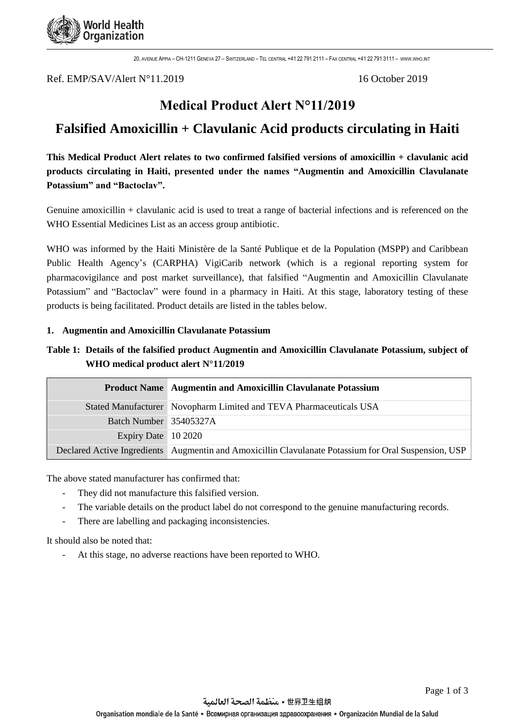Ref. EMP/SAV/Alert N°11.2019 16 October 2019

# Medical Product Alert N°11/2019

## Falsified Amoxicillin + Clavulanic Acid products circulating in Haiti

**This Medical Product Alert relates to two confirmed falsified versions of amoxicillin + clavulanic acid products circulating in Haiti, presented under the names "Augmentin and Amoxicillin Clavulanate Potassium" and "Bactoclav".**

Genuine amoxicillin + clavulanic acid is used to treat a range of bacterial infections and is referenced on the WHO Essential Medicines List as an access group antibiotic.

WHO was informed by the Haiti Ministère de la Santé Publique et de la Population (MSPP) and Caribbean Public Health Agency's (CARPHA) VigiCarib network (which is a regional reporting system for pharmacovigilance and post market surveillance), that falsified "Augmentin and Amoxicillin Clavulanate Potassium" and "Bactoclav" were found in a pharmacy in Haiti. At this stage, laboratory testing of these products is being facilitated. Product details are listed in the tables below.

### 1. Augmentin and Amoxicillin Clavulanate Potassium

**Table 1: Details of the falsified product Augmentin and Amoxicillin Clavulanate Potassium, subject of WHO medical product alert N°11/2019**

| **Product Name** | **Augmentin and Amoxicillin Clavulanate Potassium** |
|---|---|
| Stated Manufacturer | Novopharm Limited and TEVA Pharmaceuticals USA |
| Batch Number | 35405327A |
| Expiry Date | 10 2020 |
| Declared Active Ingredients | Augmentin and Amoxicillin Clavulanate Potassium for Oral Suspension, USP |

The above stated manufacturer has confirmed that:

- They did not manufacture this falsified version.
- The variable details on the product label do not correspond to the genuine manufacturing records.
- There are labelling and packaging inconsistencies.

It should also be noted that:

- At this stage, no adverse reactions have been reported to WHO.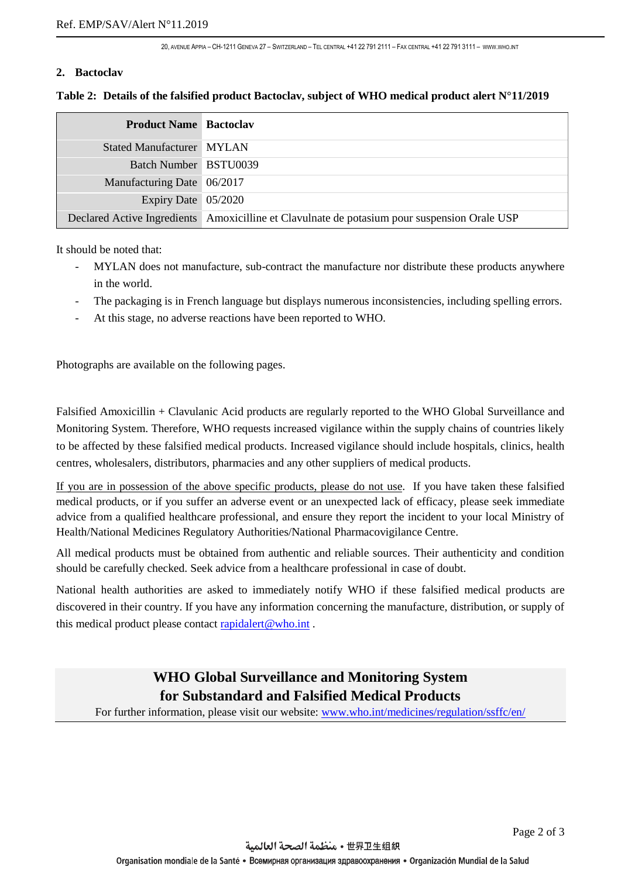## 2. Bactoclav

**Table 2: Details of the falsified product Bactoclav, subject of WHO medical product alert N°11/2019**

| **Product Name** | **Bactoclav** |
|---|---|
| Stated Manufacturer | MYLAN |
| Batch Number | BSTU0039 |
| Manufacturing Date | 06/2017 |
| Expiry Date | 05/2020 |
| Declared Active Ingredients | Amoxicilline et Clavulnate de potasium pour suspension Orale USP |

It should be noted that:

- MYLAN does not manufacture, sub-contract the manufacture nor distribute these products anywhere in the world.
- The packaging is in French language but displays numerous inconsistencies, including spelling errors.
- At this stage, no adverse reactions have been reported to WHO.

Photographs are available on the following pages.

Falsified Amoxicillin + Clavulanic Acid products are regularly reported to the WHO Global Surveillance and Monitoring System. Therefore, WHO requests increased vigilance within the supply chains of countries likely to be affected by these falsified medical products. Increased vigilance should include hospitals, clinics, health centres, wholesalers, distributors, pharmacies and any other suppliers of medical products.

If you are in possession of the above specific products, please do not use. If you have taken these falsified medical products, or if you suffer an adverse event or an unexpected lack of efficacy, please seek immediate advice from a qualified healthcare professional, and ensure they report the incident to your local Ministry of Health/National Medicines Regulatory Authorities/National Pharmacovigilance Centre.

All medical products must be obtained from authentic and reliable sources. Their authenticity and condition should be carefully checked. Seek advice from a healthcare professional in case of doubt.

National health authorities are asked to immediately notify WHO if these falsified medical products are discovered in their country. If you have any information concerning the manufacture, distribution, or supply of this medical product please contact rapidalert@who.int .

**WHO Global Surveillance and Monitoring System**
**for Substandard and Falsified Medical Products**

For further information, please visit our website: www.who.int/medicines/regulation/ssffc/en/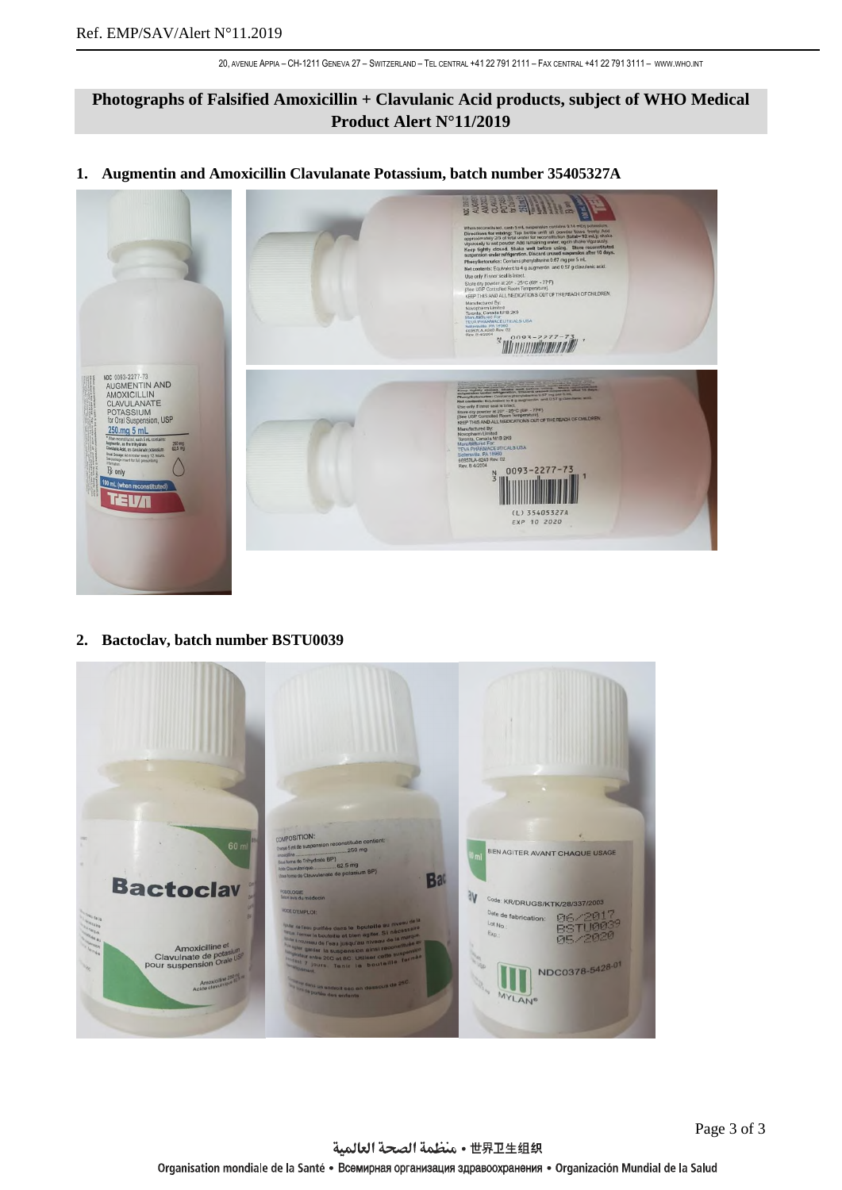## Photographs of Falsified Amoxicillin + Clavulanic Acid products, subject of WHO Medical Product Alert N°11/2019

1. **Augmentin and Amoxicillin Clavulanate Potassium, batch number 35405327A**

2. **Bactoclav, batch number BSTU0039**